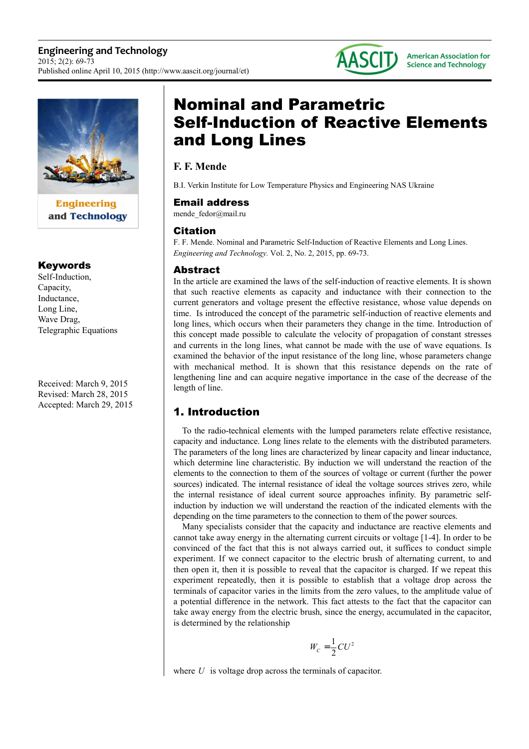# Nominal and Parametric Self-Induction of Reactive Elements and Long Lines

**F. F. Mende**

B.I. Verkin Institute for Low Temperature Physics and Engineering NAS Ukraine

## Email address

mende_fedor@mail.ru

## Citation

F. F. Mende. Nominal and Parametric Self-Induction of Reactive Elements and Long Lines. *Engineering and Technology.* Vol. 2, No. 2, 2015, pp. 69-73.

## Keywords

Self-Induction, Capacity, Inductance, Long Line, Wave Drag, Telegraphic Equations

Received: March 9, 2015
Revised: March 28, 2015
Accepted: March 29, 2015

## Abstract

In the article are examined the laws of the self-induction of reactive elements. It is shown that such reactive elements as capacity and inductance with their connection to the current generators and voltage present the effective resistance, whose value depends on time. Is introduced the concept of the parametric self-induction of reactive elements and long lines, which occurs when their parameters they change in the time. Introduction of this concept made possible to calculate the velocity of propagation of constant stresses and currents in the long lines, what cannot be made with the use of wave equations. Is examined the behavior of the input resistance of the long line, whose parameters change with mechanical method. It is shown that this resistance depends on the rate of lengthening line and can acquire negative importance in the case of the decrease of the length of line.

## 1. Introduction

To the radio-technical elements with the lumped parameters relate effective resistance, capacity and inductance. Long lines relate to the elements with the distributed parameters. The parameters of the long lines are characterized by linear capacity and linear inductance, which determine line characteristic. By induction we will understand the reaction of the elements to the connection to them of the sources of voltage or current (further the power sources) indicated. The internal resistance of ideal the voltage sources strives zero, while the internal resistance of ideal current source approaches infinity. By parametric self-induction by induction we will understand the reaction of the indicated elements with the depending on the time parameters to the connection to them of the power sources.

Many specialists consider that the capacity and inductance are reactive elements and cannot take away energy in the alternating current circuits or voltage [1-4]. In order to be convinced of the fact that this is not always carried out, it suffices to conduct simple experiment. If we connect capacitor to the electric brush of alternating current, to and then open it, then it is possible to reveal that the capacitor is charged. If we repeat this experiment repeatedly, then it is possible to establish that a voltage drop across the terminals of capacitor varies in the limits from the zero values, to the amplitude value of a potential difference in the network. This fact attests to the fact that the capacitor can take away energy from the electric brush, since the energy, accumulated in the capacitor, is determined by the relationship

$$W_C = \frac{1}{2}CU^2$$

where $U$ is voltage drop across the terminals of capacitor.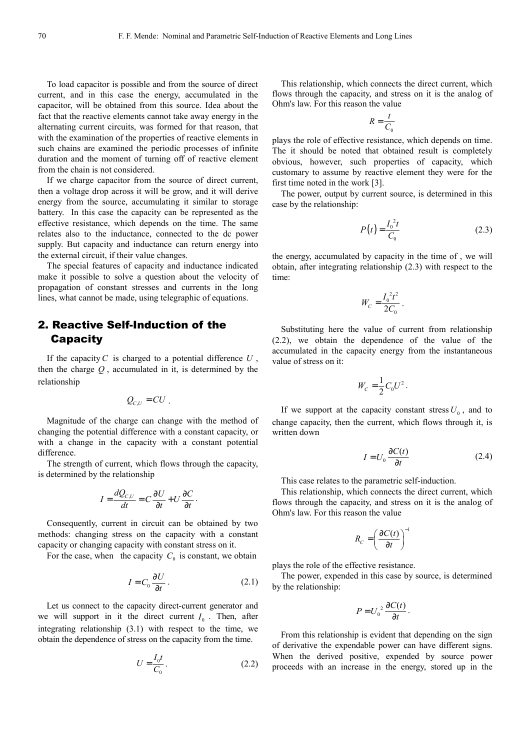To load capacitor is possible and from the source of direct current, and in this case the energy, accumulated in the capacitor, will be obtained from this source. Idea about the fact that the reactive elements cannot take away energy in the alternating current circuits, was formed for that reason, that with the examination of the properties of reactive elements in such chains are examined the periodic processes of infinite duration and the moment of turning off of reactive element from the chain is not considered.

If we charge capacitor from the source of direct current, then a voltage drop across it will be grow, and it will derive energy from the source, accumulating it similar to storage battery. In this case the capacity can be represented as the effective resistance, which depends on the time. The same relates also to the inductance, connected to the dc power supply. But capacity and inductance can return energy into the external circuit, if their value changes.

The special features of capacity and inductance indicated make it possible to solve a question about the velocity of propagation of constant stresses and currents in the long lines, what cannot be made, using telegraphic of equations.

## 2. Reactive Self-Induction of the Capacity

If the capacity $C$ is charged to a potential difference $U$, then the charge $Q$, accumulated in it, is determined by the relationship

$$Q_{C,U} = CU .$$

Magnitude of the charge can change with the method of changing the potential difference with a constant capacity, or with a change in the capacity with a constant potential difference.

The strength of current, which flows through the capacity, is determined by the relationship

$$I = \frac{dQ_{C,U}}{dt} = C\frac{\partial U}{\partial t} + U\frac{\partial C}{\partial t} .$$

Consequently, current in circuit can be obtained by two methods: changing stress on the capacity with a constant capacity or changing capacity with constant stress on it.

For the case, when the capacity $C_0$ is constant, we obtain

$$I = C_0 \frac{\partial U}{\partial t} . \tag{2.1}$$

Let us connect to the capacity direct-current generator and we will support in it the direct current $I_0$. Then, after integrating relationship (3.1) with respect to the time, we obtain the dependence of stress on the capacity from the time.

$$U = \frac{I_0 t}{C_0} . \tag{2.2}$$

This relationship, which connects the direct current, which flows through the capacity, and stress on it is the analog of Ohm's law. For this reason the value

$$R = \frac{t}{C_0}$$

plays the role of effective resistance, which depends on time. The it should be noted that obtained result is completely obvious, however, such properties of capacity, which customary to assume by reactive element they were for the first time noted in the work [3].

The power, output by current source, is determined in this case by the relationship:

$$P(t) = \frac{I_0^{\,2} t}{C_0} \tag{2.3}$$

the energy, accumulated by capacity in the time of , we will obtain, after integrating relationship (2.3) with respect to the time:

$$W_C = \frac{I_0^{\,2} t^2}{2C_0} .$$

Substituting here the value of current from relationship (2.2), we obtain the dependence of the value of the accumulated in the capacity energy from the instantaneous value of stress on it:

$$W_C = \frac{1}{2} C_0 U^2 .$$

If we support at the capacity constant stress $U_0$, and to change capacity, then the current, which flows through it, is written down

$$I = U_0 \frac{\partial C(t)}{\partial t} \tag{2.4}$$

This case relates to the parametric self-induction.

This relationship, which connects the direct current, which flows through the capacity, and stress on it is the analog of Ohm's law. For this reason the value

$$R_C = \left( \frac{\partial C(t)}{\partial t} \right)^{-1}$$

plays the role of the effective resistance.

The power, expended in this case by source, is determined by the relationship:

$$P = U_0^{\,2} \frac{\partial C(t)}{\partial t} .$$

From this relationship is evident that depending on the sign of derivative the expendable power can have different signs. When the derived positive, expended by source power proceeds with an increase in the energy, stored up in the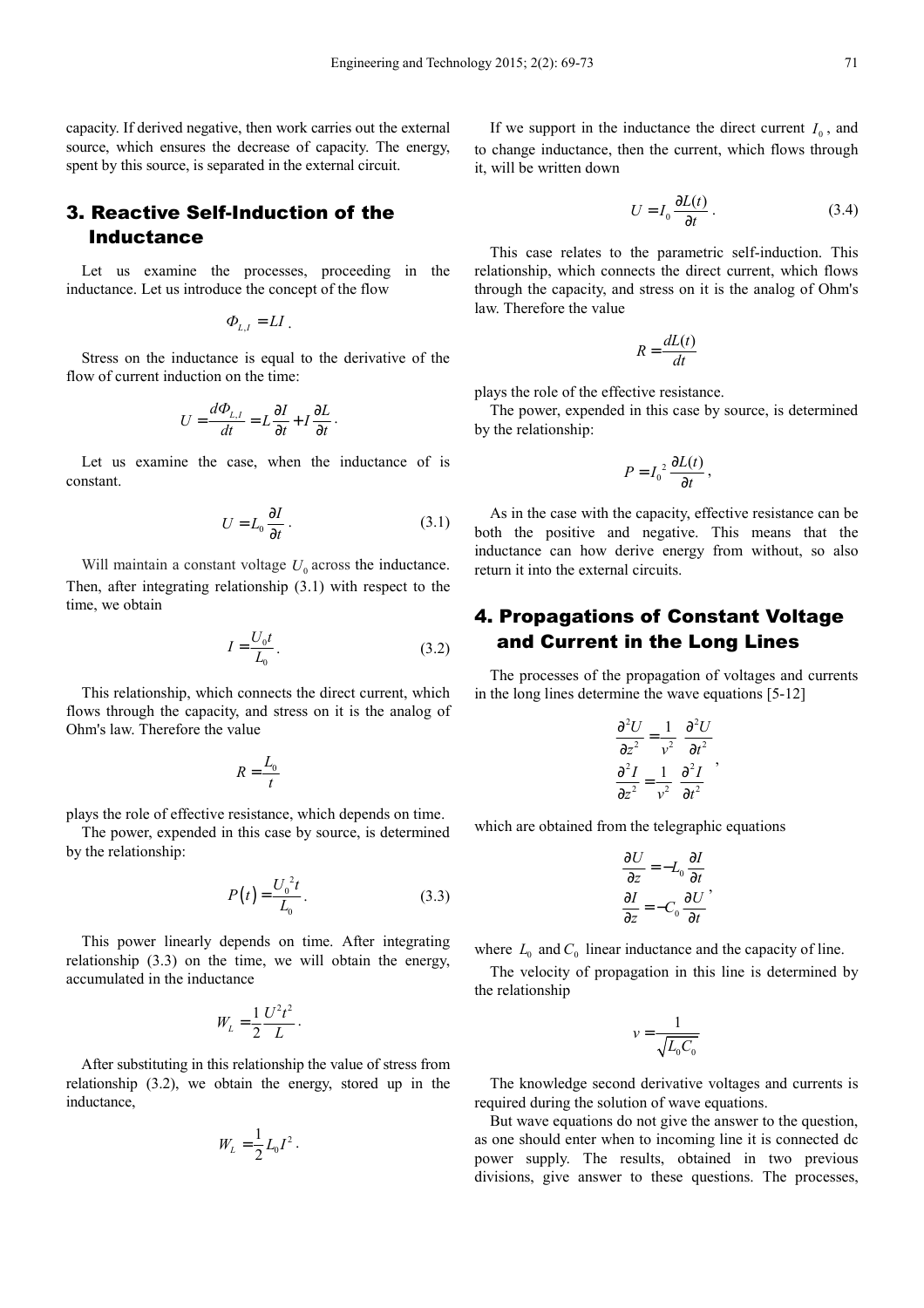capacity. If derived negative, then work carries out the external source, which ensures the decrease of capacity. The energy, spent by this source, is separated in the external circuit.

## 3. Reactive Self-Induction of the Inductance

Let us examine the processes, proceeding in the inductance. Let us introduce the concept of the flow

$$\Phi_{L,I} = LI .$$

Stress on the inductance is equal to the derivative of the flow of current induction on the time:

$$U = \frac{d\Phi_{L,I}}{dt} = L\frac{\partial I}{\partial t} + I\frac{\partial L}{\partial t} .$$

Let us examine the case, when the inductance of is constant.

$$U = L_0 \frac{\partial I}{\partial t} . \tag{3.1}$$

Will maintain a constant voltage $U_0$ across the inductance. Then, after integrating relationship (3.1) with respect to the time, we obtain

$$I = \frac{U_0 t}{L_0} . \tag{3.2}$$

This relationship, which connects the direct current, which flows through the capacity, and stress on it is the analog of Ohm's law. Therefore the value

$$R = \frac{L_0}{t}$$

plays the role of effective resistance, which depends on time.

The power, expended in this case by source, is determined by the relationship:

$$P(t) = \frac{U_0^{\,2} t}{L_0} . \tag{3.3}$$

This power linearly depends on time. After integrating relationship (3.3) on the time, we will obtain the energy, accumulated in the inductance

$$W_L = \frac{1}{2}\frac{U^2 t^2}{L} .$$

After substituting in this relationship the value of stress from relationship (3.2), we obtain the energy, stored up in the inductance,

$$W_L = \frac{1}{2} L_0 I^2 .$$

If we support in the inductance the direct current $I_0$, and to change inductance, then the current, which flows through it, will be written down

$$U = I_0 \frac{\partial L(t)}{\partial t} . \tag{3.4}$$

This case relates to the parametric self-induction. This relationship, which connects the direct current, which flows through the capacity, and stress on it is the analog of Ohm's law. Therefore the value

$$R = \frac{dL(t)}{dt}$$

plays the role of the effective resistance.

The power, expended in this case by source, is determined by the relationship:

$$P = I_0^{\,2} \frac{\partial L(t)}{\partial t} ,$$

As in the case with the capacity, effective resistance can be both the positive and negative. This means that the inductance can how derive energy from without, so also return it into the external circuits.

## 4. Propagations of Constant Voltage and Current in the Long Lines

The processes of the propagation of voltages and currents in the long lines determine the wave equations [5-12]

$$\frac{\partial^2 U}{\partial z^2} = \frac{1}{v^2}\frac{\partial^2 U}{\partial t^2}$$
$$\frac{\partial^2 I}{\partial z^2} = \frac{1}{v^2}\frac{\partial^2 I}{\partial t^2} ,$$

which are obtained from the telegraphic equations

$$\frac{\partial U}{\partial z} = -L_0 \frac{\partial I}{\partial t}$$
$$\frac{\partial I}{\partial z} = -C_0 \frac{\partial U}{\partial t} ,$$

where $L_0$ and $C_0$ linear inductance and the capacity of line.

The velocity of propagation in this line is determined by the relationship

$$v = \frac{1}{\sqrt{L_0 C_0}}$$

The knowledge second derivative voltages and currents is required during the solution of wave equations.

But wave equations do not give the answer to the question, as one should enter when to incoming line it is connected dc power supply. The results, obtained in two previous divisions, give answer to these questions. The processes,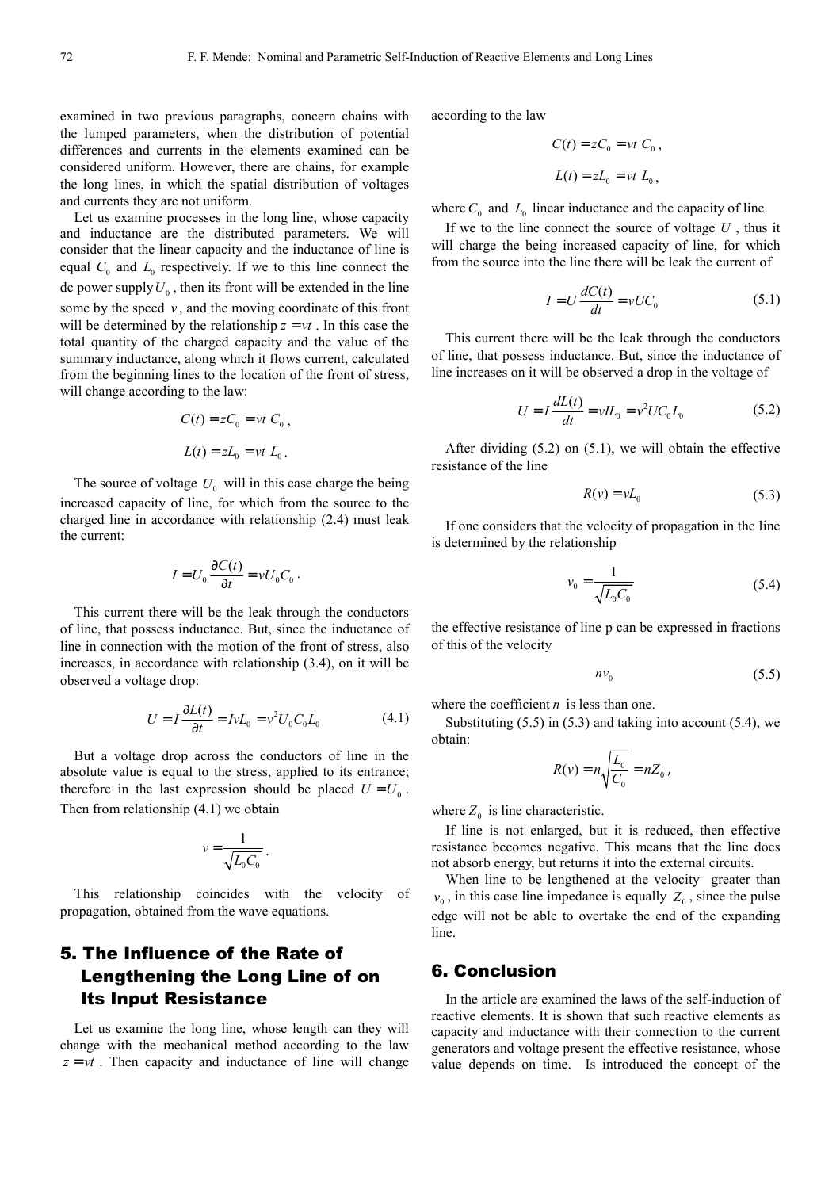examined in two previous paragraphs, concern chains with the lumped parameters, when the distribution of potential differences and currents in the elements examined can be considered uniform. However, there are chains, for example the long lines, in which the spatial distribution of voltages and currents they are not uniform.

Let us examine processes in the long line, whose capacity and inductance are the distributed parameters. We will consider that the linear capacity and the inductance of line is equal $C_0$ and $L_0$ respectively. If we to this line connect the dc power supply $U_0$, then its front will be extended in the line some by the speed $v$, and the moving coordinate of this front will be determined by the relationship $z = vt$. In this case the total quantity of the charged capacity and the value of the summary inductance, along which it flows current, calculated from the beginning lines to the location of the front of stress, will change according to the law:

$$C(t) = zC_0 = vt\ C_0\ ,$$

$$L(t) = zL_0 = vt\ L_0\ .$$

The source of voltage $U_0$ will in this case charge the being increased capacity of line, for which from the source to the charged line in accordance with relationship (2.4) must leak the current:

$$I = U_0 \frac{\partial C(t)}{\partial t} = vU_0C_0\ .$$

This current there will be the leak through the conductors of line, that possess inductance. But, since the inductance of line in connection with the motion of the front of stress, also increases, in accordance with relationship (3.4), on it will be observed a voltage drop:

$$U = I\frac{\partial L(t)}{\partial t} = IvL_0 = v^2U_0C_0L_0 \tag{4.1}$$

But a voltage drop across the conductors of line in the absolute value is equal to the stress, applied to its entrance; therefore in the last expression should be placed $U = U_0$. Then from relationship (4.1) we obtain

$$v = \frac{1}{\sqrt{L_0C_0}}\ .$$

This relationship coincides with the velocity of propagation, obtained from the wave equations.

## 5. The Influence of the Rate of Lengthening the Long Line of on Its Input Resistance

Let us examine the long line, whose length can they will change with the mechanical method according to the law $z = vt$. Then capacity and inductance of line will change according to the law

$$C(t) = zC_0 = vt\ C_0\ ,$$

$$L(t) = zL_0 = vt\ L_0\ ,$$

where $C_0$ and $L_0$ linear inductance and the capacity of line.

If we to the line connect the source of voltage $U$, thus it will charge the being increased capacity of line, for which from the source into the line there will be leak the current of

$$I = U\frac{dC(t)}{dt} = vUC_0 \tag{5.1}$$

This current there will be the leak through the conductors of line, that possess inductance. But, since the inductance of line increases on it will be observed a drop in the voltage of

$$U = I\frac{dL(t)}{dt} = vIL_0 = v^2UC_0L_0 \tag{5.2}$$

After dividing (5.2) on (5.1), we will obtain the effective resistance of the line

$$R(v) = vL_0 \tag{5.3}$$

If one considers that the velocity of propagation in the line is determined by the relationship

$$v_0 = \frac{1}{\sqrt{L_0C_0}} \tag{5.4}$$

the effective resistance of line p can be expressed in fractions of this of the velocity

$$nv_0 \tag{5.5}$$

where the coefficient $n$ is less than one.

Substituting (5.5) in (5.3) and taking into account (5.4), we obtain:

$$R(v) = n\sqrt{\frac{L_0}{C_0}} = nZ_0\ ,$$

where $Z_0$ is line characteristic.

If line is not enlarged, but it is reduced, then effective resistance becomes negative. This means that the line does not absorb energy, but returns it into the external circuits.

When line to be lengthened at the velocity greater than $v_0$, in this case line impedance is equally $Z_0$, since the pulse edge will not be able to overtake the end of the expanding line.

## 6. Conclusion

In the article are examined the laws of the self-induction of reactive elements. It is shown that such reactive elements as capacity and inductance with their connection to the current generators and voltage present the effective resistance, whose value depends on time. Is introduced the concept of the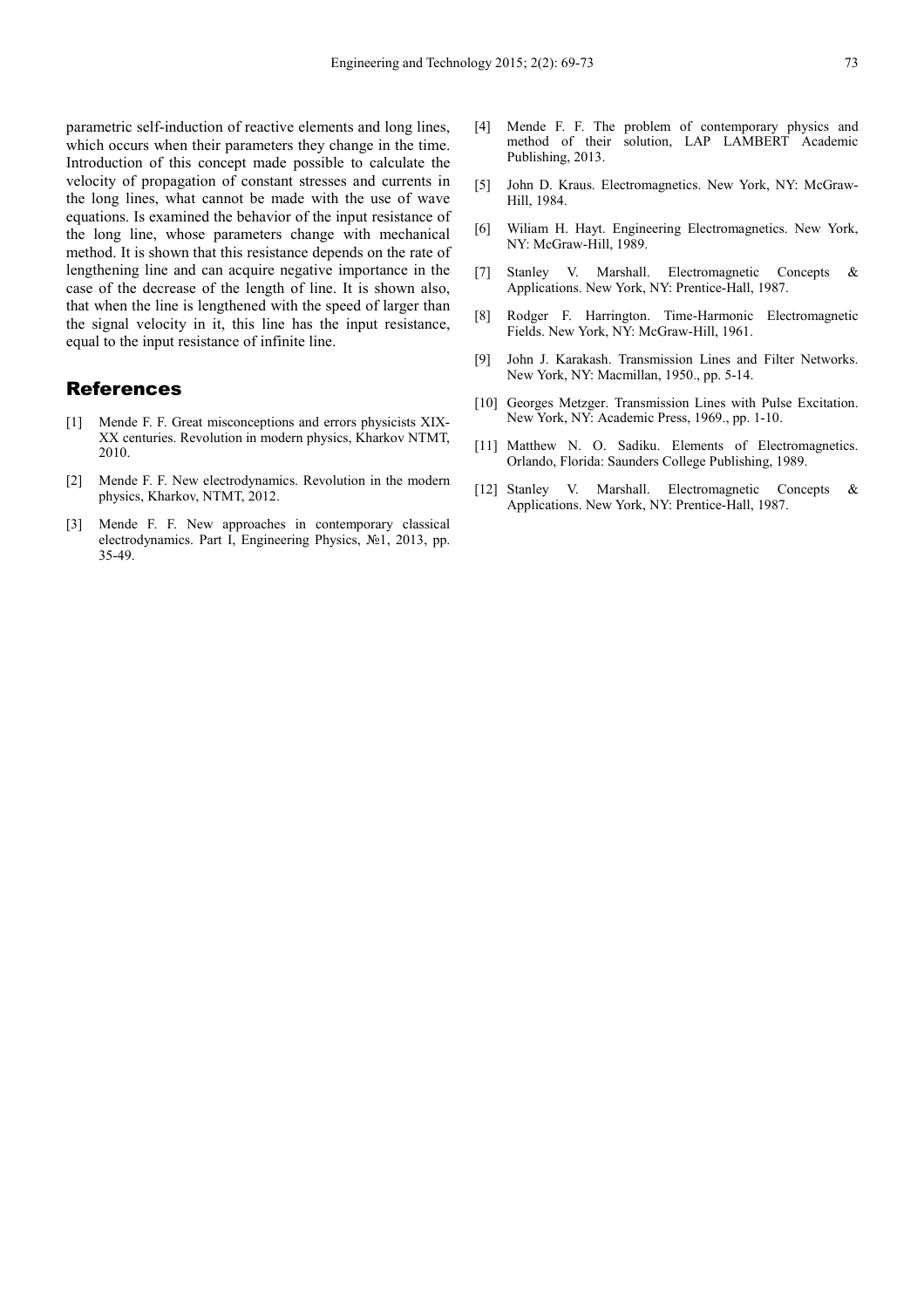parametric self-induction of reactive elements and long lines, which occurs when their parameters they change in the time. Introduction of this concept made possible to calculate the velocity of propagation of constant stresses and currents in the long lines, what cannot be made with the use of wave equations. Is examined the behavior of the input resistance of the long line, whose parameters change with mechanical method. It is shown that this resistance depends on the rate of lengthening line and can acquire negative importance in the case of the decrease of the length of line. It is shown also, that when the line is lengthened with the speed of larger than the signal velocity in it, this line has the input resistance, equal to the input resistance of infinite line.

## References

[1] Mende F. F. Great misconceptions and errors physicists XIX-XX centuries. Revolution in modern physics, Kharkov NTMT, 2010.

[2] Mende F. F. New electrodynamics. Revolution in the modern physics, Kharkov, NTMT, 2012.

[3] Mende F. F. New approaches in contemporary classical electrodynamics. Part I, Engineering Physics, №1, 2013, pp. 35-49.

[4] Mende F. F. The problem of contemporary physics and method of their solution, LAP LAMBERT Academic Publishing, 2013.

[5] John D. Kraus. Electromagnetics. New York, NY: McGraw-Hill, 1984.

[6] Wiliam H. Hayt. Engineering Electromagnetics. New York, NY: McGraw-Hill, 1989.

[7] Stanley V. Marshall. Electromagnetic Concepts & Applications. New York, NY: Prentice-Hall, 1987.

[8] Rodger F. Harrington. Time-Harmonic Electromagnetic Fields. New York, NY: McGraw-Hill, 1961.

[9] John J. Karakash. Transmission Lines and Filter Networks. New York, NY: Macmillan, 1950., pp. 5-14.

[10] Georges Metzger. Transmission Lines with Pulse Excitation. New York, NY: Academic Press, 1969., pp. 1-10.

[11] Matthew N. O. Sadiku. Elements of Electromagnetics. Orlando, Florida: Saunders College Publishing, 1989.

[12] Stanley V. Marshall. Electromagnetic Concepts & Applications. New York, NY: Prentice-Hall, 1987.